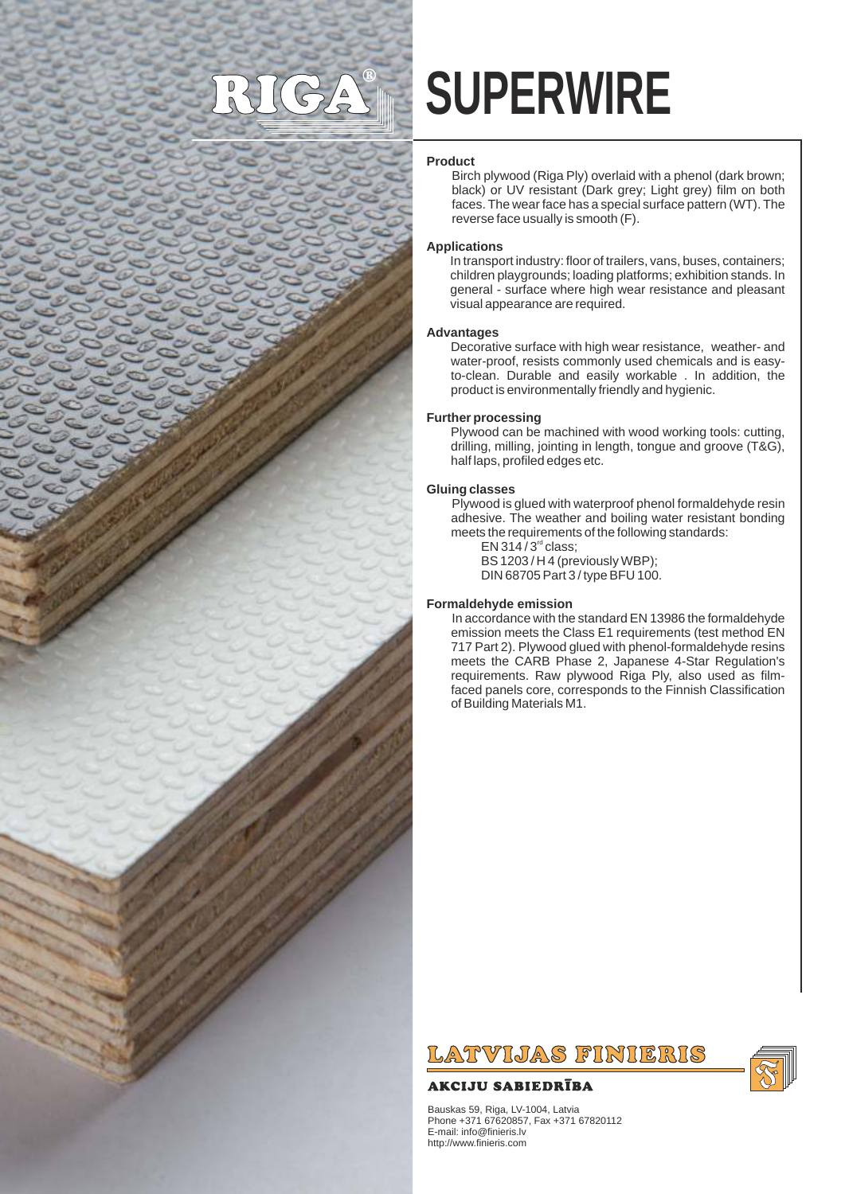RIGA®

# SUPERWIRE

### Product

Birch plywood (Riga Ply) overlaid with a phenol (dark brown; black) or UV resistant (Dark grey; Light grey) film on both faces. The wear face has a special surface pattern (WT). The reverse face usually is smooth (F).

### Applications

In transport industry: floor of trailers, vans, buses, containers; children playgrounds; loading platforms; exhibition stands. In general - surface where high wear resistance and pleasant visual appearance are required.

### Advantages

Decorative surface with high wear resistance, weather- and water-proof, resists commonly used chemicals and is easy-to-clean. Durable and easily workable . In addition, the product is environmentally friendly and hygienic.

### Further processing

Plywood can be machined with wood working tools: cutting, drilling, milling, jointing in length, tongue and groove (T&G), half laps, profiled edges etc.

### Gluing classes

Plywood is glued with waterproof phenol formaldehyde resin adhesive. The weather and boiling water resistant bonding meets the requirements of the following standards:

EN 314 / 3rd class;
BS 1203 / H 4 (previously WBP);
DIN 68705 Part 3 / type BFU 100.

### Formaldehyde emission

In accordance with the standard EN 13986 the formaldehyde emission meets the Class E1 requirements (test method EN 717 Part 2). Plywood glued with phenol-formaldehyde resins meets the CARB Phase 2, Japanese 4-Star Regulation's requirements. Raw plywood Riga Ply, also used as film-faced panels core, corresponds to the Finnish Classification of Building Materials M1.

LATVIJAS FINIERIS

AKCIJU SABIEDRĪBA

Bauskas 59, Riga, LV-1004, Latvia
Phone +371 67620857, Fax +371 67820112
E-mail: info@finieris.lv
http://www.finieris.com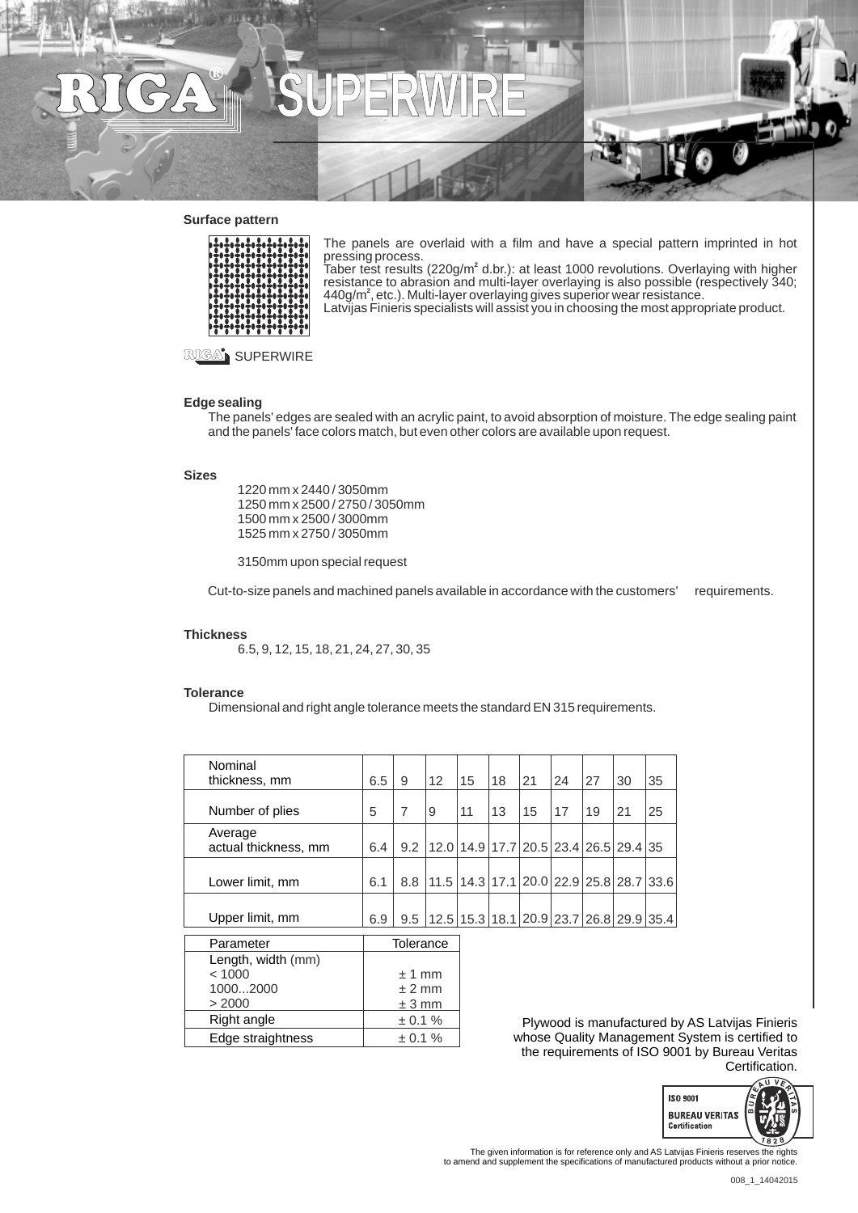# RIGA® SUPERWIRE

## Surface pattern

The panels are overlaid with a film and have a special pattern imprinted in hot pressing process.
Taber test results (220g/m² d.br.): at least 1000 revolutions. Overlaying with higher resistance to abrasion and multi-layer overlaying is also possible (respectively 340; 440g/m², etc.). Multi-layer overlaying gives superior wear resistance.
Latvijas Finieris specialists will assist you in choosing the most appropriate product.

RIGA SUPERWIRE

## Edge sealing

The panels' edges are sealed with an acrylic paint, to avoid absorption of moisture. The edge sealing paint and the panels' face colors match, but even other colors are available upon request.

## Sizes

1220 mm x 2440 / 3050mm
1250 mm x 2500 / 2750 / 3050mm
1500 mm x 2500 / 3000mm
1525 mm x 2750 / 3050mm

3150mm upon special request

Cut-to-size panels and machined panels available in accordance with the customers' requirements.

## Thickness

6.5, 9, 12, 15, 18, 21, 24, 27, 30, 35

## Tolerance

Dimensional and right angle tolerance meets the standard EN 315 requirements.

| Nominal thickness, mm | 6.5 | 9 | 12 | 15 | 18 | 21 | 24 | 27 | 30 | 35 |
|---|---|---|---|---|---|---|---|---|---|---|
| Number of plies | 5 | 7 | 9 | 11 | 13 | 15 | 17 | 19 | 21 | 25 |
| Average actual thickness, mm | 6.4 | 9.2 | 12.0 | 14.9 | 17.7 | 20.5 | 23.4 | 26.5 | 29.4 | 35 |
| Lower limit, mm | 6.1 | 8.8 | 11.5 | 14.3 | 17.1 | 20.0 | 22.9 | 25.8 | 28.7 | 33.6 |
| Upper limit, mm | 6.9 | 9.5 | 12.5 | 15.3 | 18.1 | 20.9 | 23.7 | 26.8 | 29.9 | 35.4 |

| Parameter | Tolerance |
|---|---|
| Length, width (mm) | |
| < 1000 | ± 1 mm |
| 1000...2000 | ± 2 mm |
| > 2000 | ± 3 mm |
| Right angle | ± 0.1 % |
| Edge straightness | ± 0.1 % |

Plywood is manufactured by AS Latvijas Finieris whose Quality Management System is certified to the requirements of ISO 9001 by Bureau Veritas Certification.

ISO 9001
BUREAU VERITAS
Certification

The given information is for reference only and AS Latvijas Finieris reserves the rights to amend and supplement the specifications of manufactured products without a prior notice.

008_1_14042015